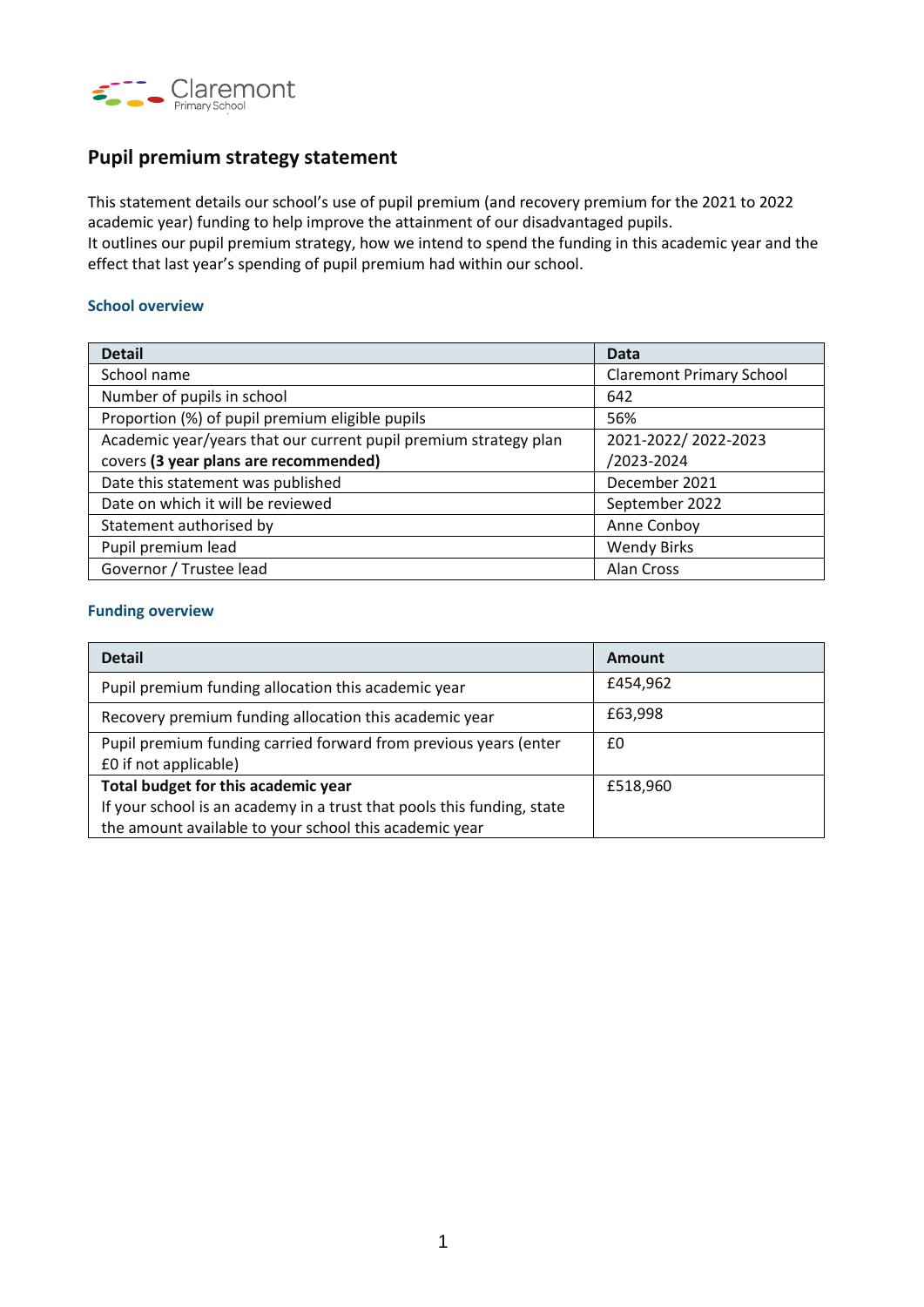Claremont
Primary School

# Pupil premium strategy statement

This statement details our school's use of pupil premium (and recovery premium for the 2021 to 2022 academic year) funding to help improve the attainment of our disadvantaged pupils.
It outlines our pupil premium strategy, how we intend to spend the funding in this academic year and the effect that last year's spending of pupil premium had within our school.

## School overview

| Detail | Data |
|---|---|
| School name | Claremont Primary School |
| Number of pupils in school | 642 |
| Proportion (%) of pupil premium eligible pupils | 56% |
| Academic year/years that our current pupil premium strategy plan covers **(3 year plans are recommended)** | 2021-2022/ 2022-2023 /2023-2024 |
| Date this statement was published | December 2021 |
| Date on which it will be reviewed | September 2022 |
| Statement authorised by | Anne Conboy |
| Pupil premium lead | Wendy Birks |
| Governor / Trustee lead | Alan Cross |

## Funding overview

| Detail | Amount |
|---|---|
| Pupil premium funding allocation this academic year | £454,962 |
| Recovery premium funding allocation this academic year | £63,998 |
| Pupil premium funding carried forward from previous years (enter £0 if not applicable) | £0 |
| **Total budget for this academic year** If your school is an academy in a trust that pools this funding, state the amount available to your school this academic year | £518,960 |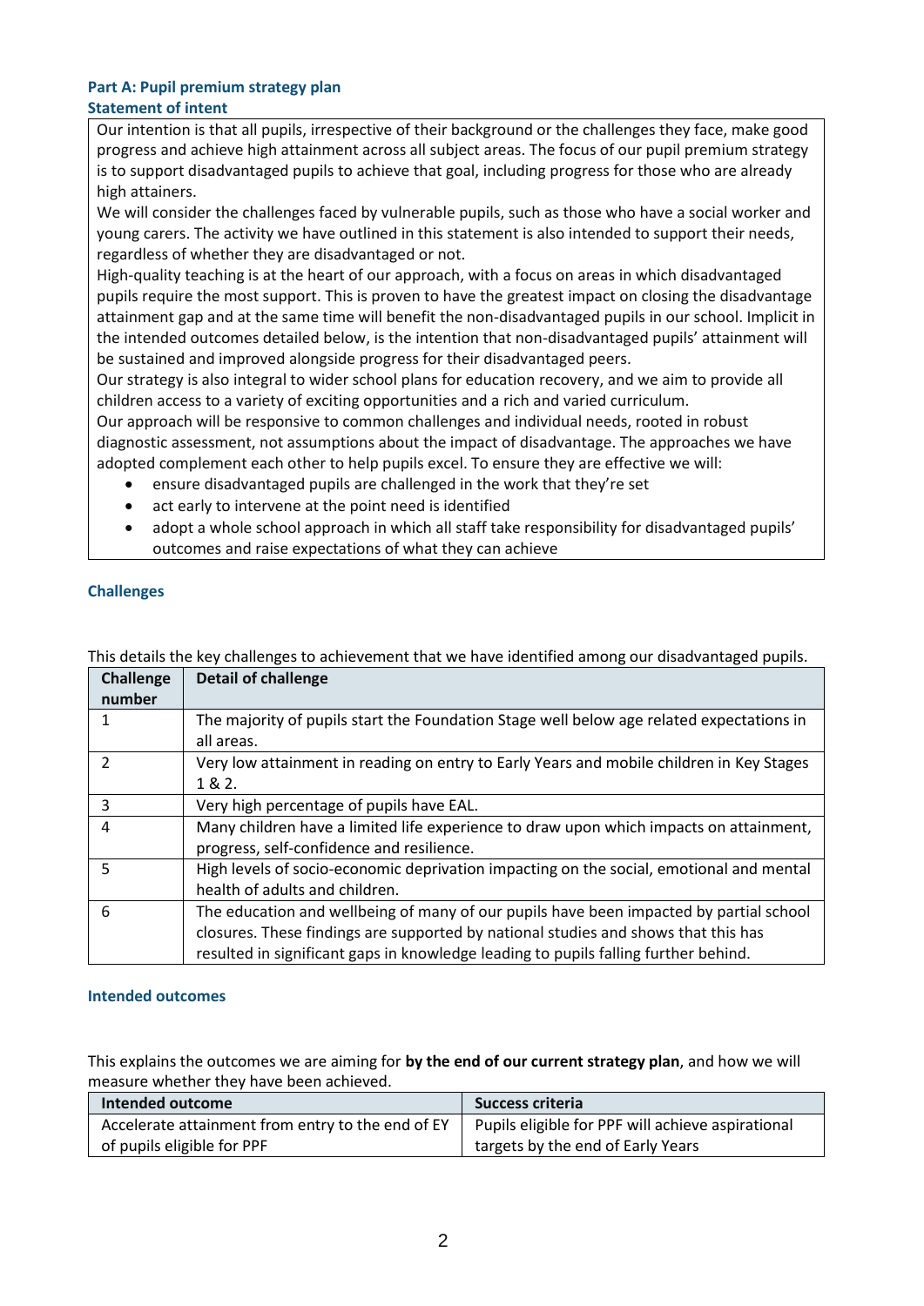## Part A: Pupil premium strategy plan

### Statement of intent

Our intention is that all pupils, irrespective of their background or the challenges they face, make good progress and achieve high attainment across all subject areas. The focus of our pupil premium strategy is to support disadvantaged pupils to achieve that goal, including progress for those who are already high attainers.

We will consider the challenges faced by vulnerable pupils, such as those who have a social worker and young carers. The activity we have outlined in this statement is also intended to support their needs, regardless of whether they are disadvantaged or not.

High-quality teaching is at the heart of our approach, with a focus on areas in which disadvantaged pupils require the most support. This is proven to have the greatest impact on closing the disadvantage attainment gap and at the same time will benefit the non-disadvantaged pupils in our school. Implicit in the intended outcomes detailed below, is the intention that non-disadvantaged pupils' attainment will be sustained and improved alongside progress for their disadvantaged peers.

Our strategy is also integral to wider school plans for education recovery, and we aim to provide all children access to a variety of exciting opportunities and a rich and varied curriculum.

Our approach will be responsive to common challenges and individual needs, rooted in robust diagnostic assessment, not assumptions about the impact of disadvantage. The approaches we have adopted complement each other to help pupils excel. To ensure they are effective we will:

- ensure disadvantaged pupils are challenged in the work that they're set
- act early to intervene at the point need is identified
- adopt a whole school approach in which all staff take responsibility for disadvantaged pupils' outcomes and raise expectations of what they can achieve

### Challenges

This details the key challenges to achievement that we have identified among our disadvantaged pupils.

| Challenge number | Detail of challenge |
|---|---|
| 1 | The majority of pupils start the Foundation Stage well below age related expectations in all areas. |
| 2 | Very low attainment in reading on entry to Early Years and mobile children in Key Stages 1 & 2. |
| 3 | Very high percentage of pupils have EAL. |
| 4 | Many children have a limited life experience to draw upon which impacts on attainment, progress, self-confidence and resilience. |
| 5 | High levels of socio-economic deprivation impacting on the social, emotional and mental health of adults and children. |
| 6 | The education and wellbeing of many of our pupils have been impacted by partial school closures. These findings are supported by national studies and shows that this has resulted in significant gaps in knowledge leading to pupils falling further behind. |

### Intended outcomes

This explains the outcomes we are aiming for **by the end of our current strategy plan**, and how we will measure whether they have been achieved.

| Intended outcome | Success criteria |
|---|---|
| Accelerate attainment from entry to the end of EY of pupils eligible for PPF | Pupils eligible for PPF will achieve aspirational targets by the end of Early Years |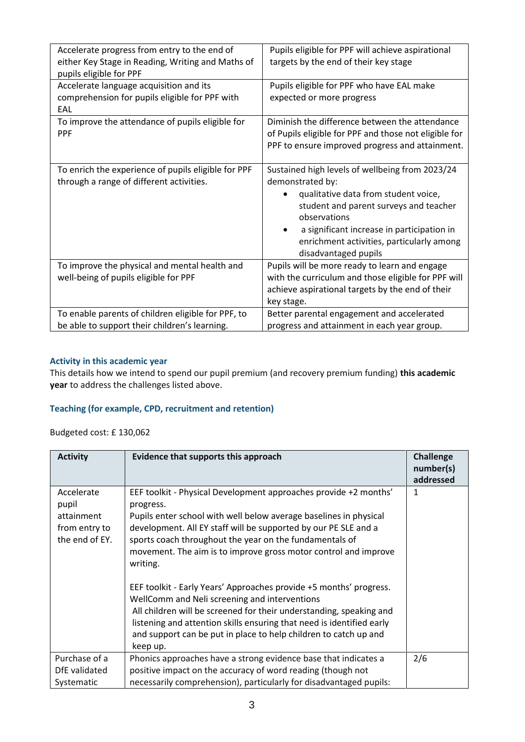| | |
|---|---|
| Accelerate progress from entry to the end of either Key Stage in Reading, Writing and Maths of pupils eligible for PPF | Pupils eligible for PPF will achieve aspirational targets by the end of their key stage |
| Accelerate language acquisition and its comprehension for pupils eligible for PPF with EAL | Pupils eligible for PPF who have EAL make expected or more progress |
| To improve the attendance of pupils eligible for PPF | Diminish the difference between the attendance of Pupils eligible for PPF and those not eligible for PPF to ensure improved progress and attainment. |
| To enrich the experience of pupils eligible for PPF through a range of different activities. | Sustained high levels of wellbeing from 2023/24 demonstrated by: <br>• qualitative data from student voice, student and parent surveys and teacher observations <br>• a significant increase in participation in enrichment activities, particularly among disadvantaged pupils |
| To improve the physical and mental health and well-being of pupils eligible for PPF | Pupils will be more ready to learn and engage with the curriculum and those eligible for PPF will achieve aspirational targets by the end of their key stage. |
| To enable parents of children eligible for PPF, to be able to support their children's learning. | Better parental engagement and accelerated progress and attainment in each year group. |

### Activity in this academic year

This details how we intend to spend our pupil premium (and recovery premium funding) **this academic year** to address the challenges listed above.

### Teaching (for example, CPD, recruitment and retention)

Budgeted cost: £ 130,062

| Activity | Evidence that supports this approach | Challenge number(s) addressed |
|---|---|---|
| Accelerate pupil attainment from entry to the end of EY. | EEF toolkit - Physical Development approaches provide +2 months' progress. <br>Pupils enter school with well below average baselines in physical development. All EY staff will be supported by our PE SLE and a sports coach throughout the year on the fundamentals of movement. The aim is to improve gross motor control and improve writing. <br><br>EEF toolkit - Early Years' Approaches provide +5 months' progress. <br>WellComm and Neli screening and interventions <br>All children will be screened for their understanding, speaking and listening and attention skills ensuring that need is identified early and support can be put in place to help children to catch up and keep up. | 1 |
| Purchase of a DfE validated Systematic | Phonics approaches have a strong evidence base that indicates a positive impact on the accuracy of word reading (though not necessarily comprehension), particularly for disadvantaged pupils: | 2/6 |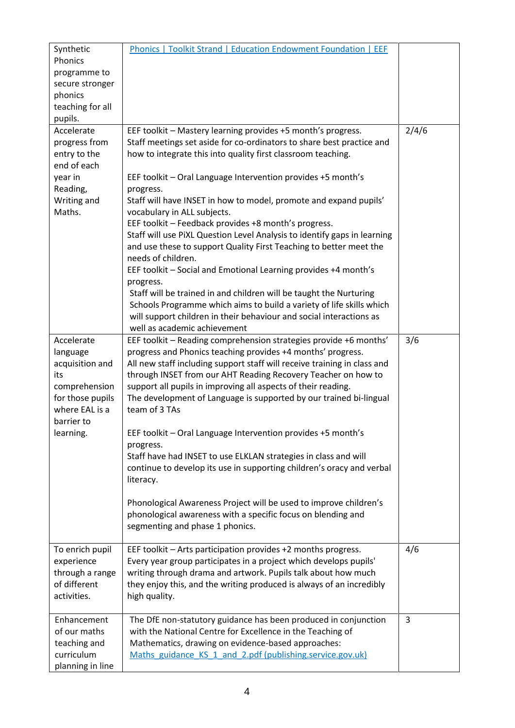| | | |
|---|---|---|
| Synthetic Phonics programme to secure stronger phonics teaching for all pupils. | [Phonics \| Toolkit Strand \| Education Endowment Foundation \| EEF](Phonics \| Toolkit Strand \| Education Endowment Foundation \| EEF) | |
| Accelerate progress from entry to the end of each year in Reading, Writing and Maths. | EEF toolkit – Mastery learning provides +5 month's progress.<br>Staff meetings set aside for co-ordinators to share best practice and how to integrate this into quality first classroom teaching.<br><br>EEF toolkit – Oral Language Intervention provides +5 month's progress.<br>Staff will have INSET in how to model, promote and expand pupils' vocabulary in ALL subjects.<br>EEF toolkit – Feedback provides +8 month's progress.<br>Staff will use PiXL Question Level Analysis to identify gaps in learning and use these to support Quality First Teaching to better meet the needs of children.<br>EEF toolkit – Social and Emotional Learning provides +4 month's progress.<br>Staff will be trained in and children will be taught the Nurturing Schools Programme which aims to build a variety of life skills which will support children in their behaviour and social interactions as well as academic achievement | 2/4/6 |
| Accelerate language acquisition and its comprehension for those pupils where EAL is a barrier to learning. | EEF toolkit – Reading comprehension strategies provide +6 months' progress and Phonics teaching provides +4 months' progress.<br>All new staff including support staff will receive training in class and through INSET from our AHT Reading Recovery Teacher on how to support all pupils in improving all aspects of their reading.<br>The development of Language is supported by our trained bi-lingual team of 3 TAs<br><br>EEF toolkit – Oral Language Intervention provides +5 month's progress.<br>Staff have had INSET to use ELKLAN strategies in class and will continue to develop its use in supporting children's oracy and verbal literacy.<br><br>Phonological Awareness Project will be used to improve children's phonological awareness with a specific focus on blending and segmenting and phase 1 phonics. | 3/6 |
| To enrich pupil experience through a range of different activities. | EEF toolkit – Arts participation provides +2 months progress.<br>Every year group participates in a project which develops pupils' writing through drama and artwork. Pupils talk about how much they enjoy this, and the writing produced is always of an incredibly high quality. | 4/6 |
| Enhancement of our maths teaching and curriculum planning in line | The DfE non-statutory guidance has been produced in conjunction with the National Centre for Excellence in the Teaching of Mathematics, drawing on evidence-based approaches:<br>Maths_guidance_KS_1_and_2.pdf (publishing.service.gov.uk) | 3 |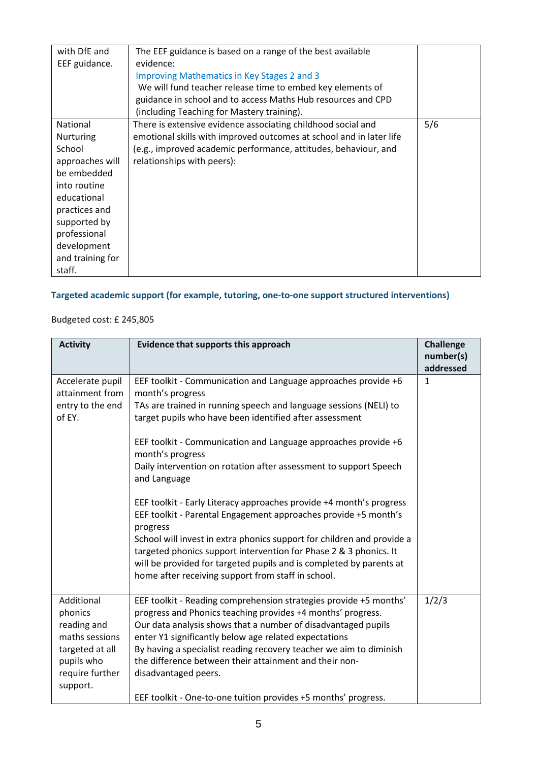| with DfE and EEF guidance. | The EEF guidance is based on a range of the best available evidence:<br>[Improving Mathematics in Key Stages 2 and 3](#)<br>We will fund teacher release time to embed key elements of guidance in school and to access Maths Hub resources and CPD (including Teaching for Mastery training). | |
|---|---|---|
| National Nurturing School approaches will be embedded into routine educational practices and supported by professional development and training for staff. | There is extensive evidence associating childhood social and emotional skills with improved outcomes at school and in later life (e.g., improved academic performance, attitudes, behaviour, and relationships with peers): | 5/6 |

### Targeted academic support (for example, tutoring, one-to-one support structured interventions)

Budgeted cost: £ 245,805

| Activity | Evidence that supports this approach | Challenge number(s) addressed |
|---|---|---|
| Accelerate pupil attainment from entry to the end of EY. | EEF toolkit - Communication and Language approaches provide +6 month's progress<br>TAs are trained in running speech and language sessions (NELI) to target pupils who have been identified after assessment<br><br>EEF toolkit - Communication and Language approaches provide +6 month's progress<br>Daily intervention on rotation after assessment to support Speech and Language<br><br>EEF toolkit - Early Literacy approaches provide +4 month's progress<br>EEF toolkit - Parental Engagement approaches provide +5 month's progress<br>School will invest in extra phonics support for children and provide a targeted phonics support intervention for Phase 2 & 3 phonics. It will be provided for targeted pupils and is completed by parents at home after receiving support from staff in school. | 1 |
| Additional phonics reading and maths sessions targeted at all pupils who require further support. | EEF toolkit - Reading comprehension strategies provide +5 months' progress and Phonics teaching provides +4 months' progress.<br>Our data analysis shows that a number of disadvantaged pupils enter Y1 significantly below age related expectations<br>By having a specialist reading recovery teacher we aim to diminish the difference between their attainment and their non-disadvantaged peers.<br><br>EEF toolkit - One-to-one tuition provides +5 months' progress. | 1/2/3 |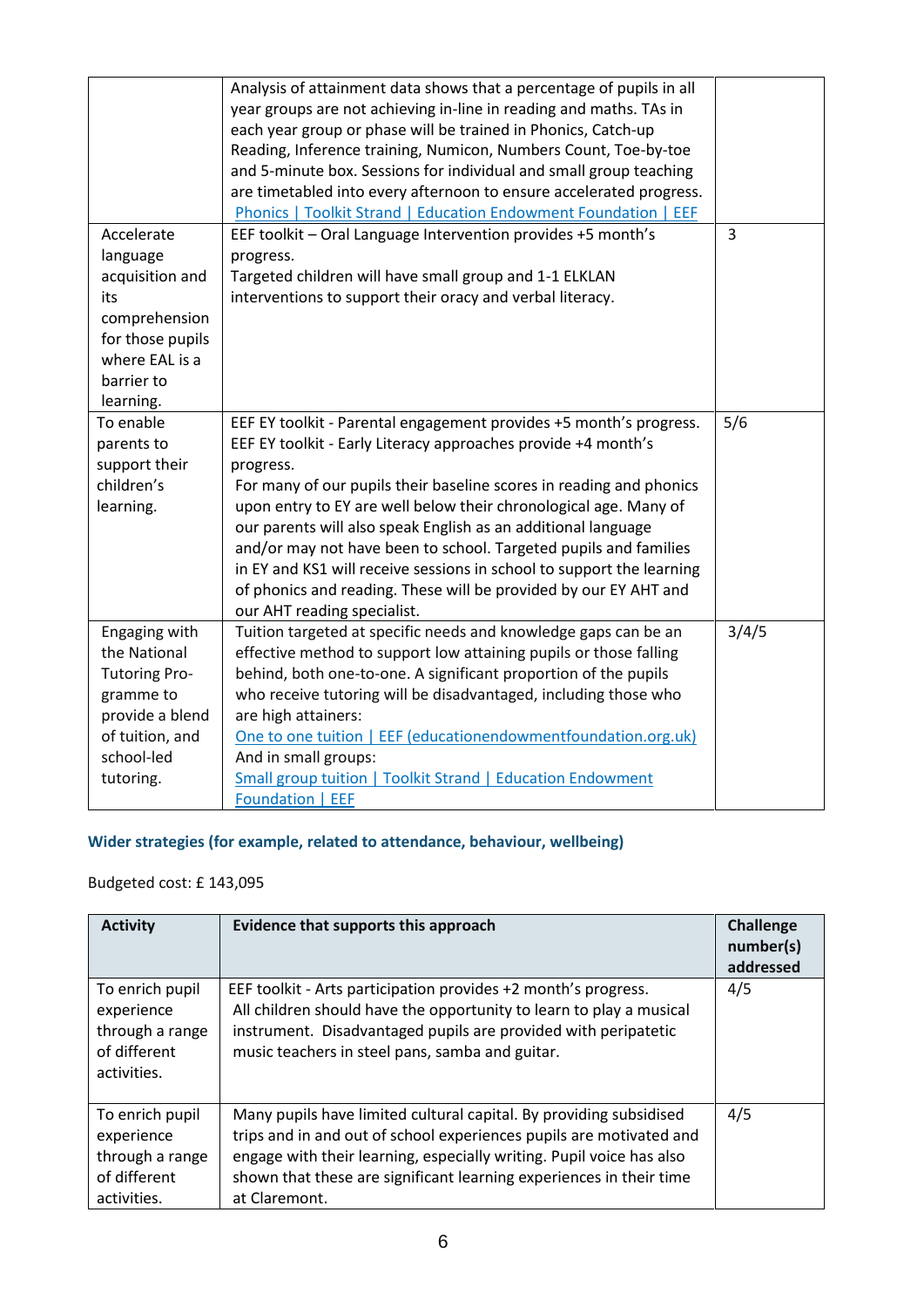| | | |
|---|---|---|
| | Analysis of attainment data shows that a percentage of pupils in all year groups are not achieving in-line in reading and maths. TAs in each year group or phase will be trained in Phonics, Catch-up Reading, Inference training, Numicon, Numbers Count, Toe-by-toe and 5-minute box. Sessions for individual and small group teaching are timetabled into every afternoon to ensure accelerated progress. [Phonics \| Toolkit Strand \| Education Endowment Foundation \| EEF]() | |
| Accelerate language acquisition and its comprehension for those pupils where EAL is a barrier to learning. | EEF toolkit – Oral Language Intervention provides +5 month's progress.<br>Targeted children will have small group and 1-1 ELKLAN interventions to support their oracy and verbal literacy. | 3 |
| To enable parents to support their children's learning. | EEF EY toolkit - Parental engagement provides +5 month's progress.<br>EEF EY toolkit - Early Literacy approaches provide +4 month's progress.<br>For many of our pupils their baseline scores in reading and phonics upon entry to EY are well below their chronological age. Many of our parents will also speak English as an additional language and/or may not have been to school. Targeted pupils and families in EY and KS1 will receive sessions in school to support the learning of phonics and reading. These will be provided by our EY AHT and our AHT reading specialist. | 5/6 |
| Engaging with the National Tutoring Programme to provide a blend of tuition, and school-led tutoring. | Tuition targeted at specific needs and knowledge gaps can be an effective method to support low attaining pupils or those falling behind, both one-to-one. A significant proportion of the pupils who receive tutoring will be disadvantaged, including those who are high attainers:<br>[One to one tuition \| EEF (educationendowmentfoundation.org.uk)]()<br>And in small groups:<br>[Small group tuition \| Toolkit Strand \| Education Endowment Foundation \| EEF]() | 3/4/5 |

### Wider strategies (for example, related to attendance, behaviour, wellbeing)

Budgeted cost: £ 143,095

| Activity | Evidence that supports this approach | Challenge number(s) addressed |
|---|---|---|
| To enrich pupil experience through a range of different activities. | EEF toolkit - Arts participation provides +2 month's progress.<br>All children should have the opportunity to learn to play a musical instrument. Disadvantaged pupils are provided with peripatetic music teachers in steel pans, samba and guitar. | 4/5 |
| To enrich pupil experience through a range of different activities. | Many pupils have limited cultural capital. By providing subsidised trips and in and out of school experiences pupils are motivated and engage with their learning, especially writing. Pupil voice has also shown that these are significant learning experiences in their time at Claremont. | 4/5 |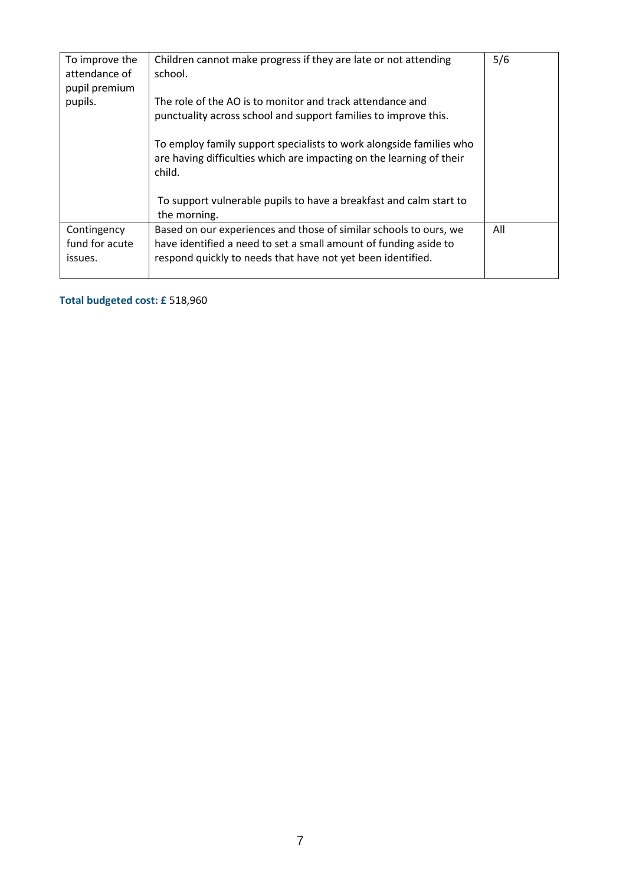| To improve the attendance of pupil premium pupils. | Children cannot make progress if they are late or not attending school.<br><br>The role of the AO is to monitor and track attendance and punctuality across school and support families to improve this.<br><br>To employ family support specialists to work alongside families who are having difficulties which are impacting on the learning of their child.<br><br>To support vulnerable pupils to have a breakfast and calm start to the morning. | 5/6 |
|---|---|---|
| Contingency fund for acute issues. | Based on our experiences and those of similar schools to ours, we have identified a need to set a small amount of funding aside to respond quickly to needs that have not yet been identified. | All |

**Total budgeted cost: £** 518,960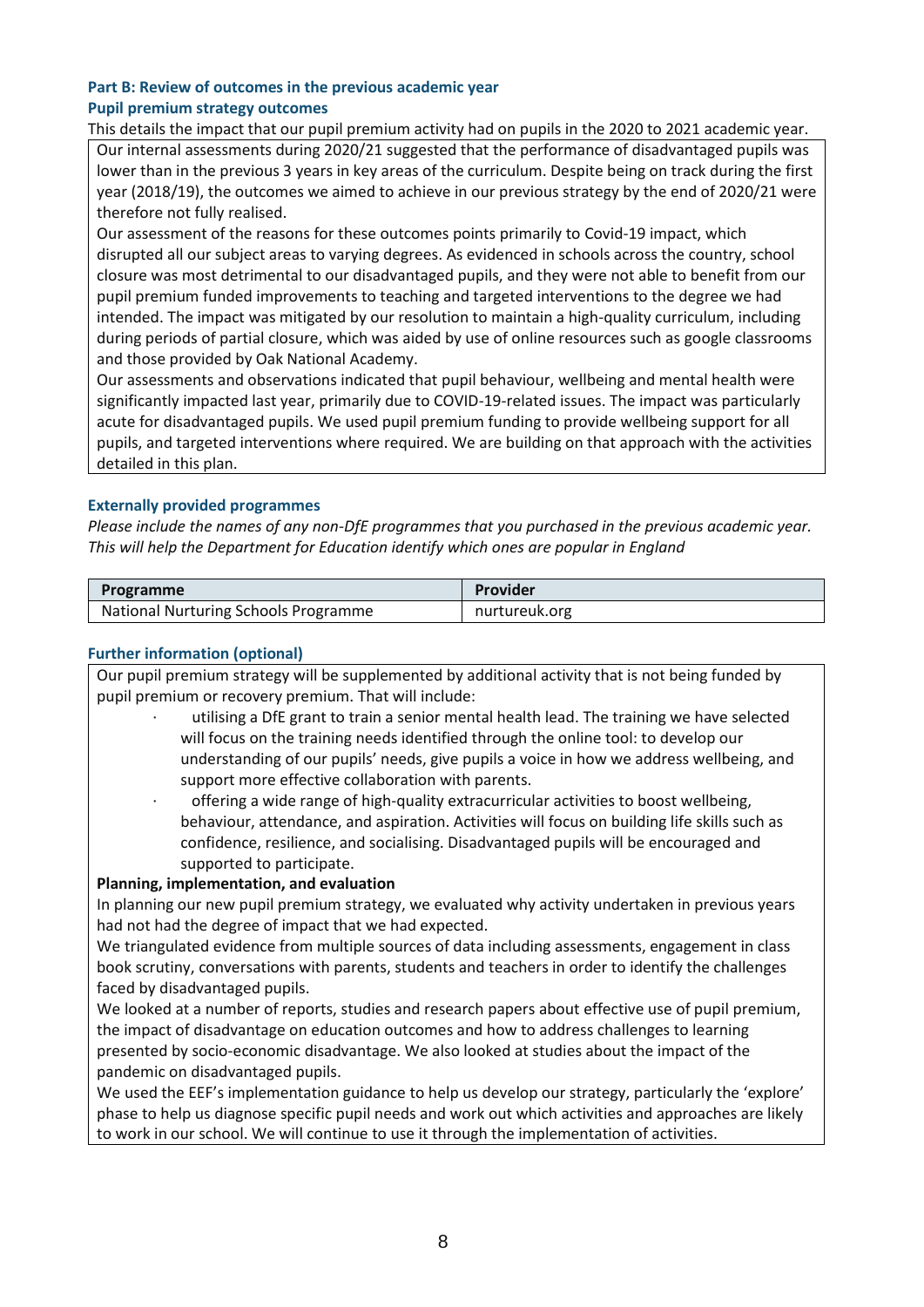### Part B: Review of outcomes in the previous academic year

### Pupil premium strategy outcomes

This details the impact that our pupil premium activity had on pupils in the 2020 to 2021 academic year.

Our internal assessments during 2020/21 suggested that the performance of disadvantaged pupils was lower than in the previous 3 years in key areas of the curriculum. Despite being on track during the first year (2018/19), the outcomes we aimed to achieve in our previous strategy by the end of 2020/21 were therefore not fully realised.

Our assessment of the reasons for these outcomes points primarily to Covid-19 impact, which disrupted all our subject areas to varying degrees. As evidenced in schools across the country, school closure was most detrimental to our disadvantaged pupils, and they were not able to benefit from our pupil premium funded improvements to teaching and targeted interventions to the degree we had intended. The impact was mitigated by our resolution to maintain a high-quality curriculum, including during periods of partial closure, which was aided by use of online resources such as google classrooms and those provided by Oak National Academy.

Our assessments and observations indicated that pupil behaviour, wellbeing and mental health were significantly impacted last year, primarily due to COVID-19-related issues. The impact was particularly acute for disadvantaged pupils. We used pupil premium funding to provide wellbeing support for all pupils, and targeted interventions where required. We are building on that approach with the activities detailed in this plan.

### Externally provided programmes

*Please include the names of any non-DfE programmes that you purchased in the previous academic year. This will help the Department for Education identify which ones are popular in England*

| Programme | Provider |
|---|---|
| National Nurturing Schools Programme | nurtureuk.org |

### Further information (optional)

Our pupil premium strategy will be supplemented by additional activity that is not being funded by pupil premium or recovery premium. That will include:

- utilising a DfE grant to train a senior mental health lead. The training we have selected will focus on the training needs identified through the online tool: to develop our understanding of our pupils' needs, give pupils a voice in how we address wellbeing, and support more effective collaboration with parents.
- offering a wide range of high-quality extracurricular activities to boost wellbeing, behaviour, attendance, and aspiration. Activities will focus on building life skills such as confidence, resilience, and socialising. Disadvantaged pupils will be encouraged and supported to participate.

**Planning, implementation, and evaluation**

In planning our new pupil premium strategy, we evaluated why activity undertaken in previous years had not had the degree of impact that we had expected.

We triangulated evidence from multiple sources of data including assessments, engagement in class book scrutiny, conversations with parents, students and teachers in order to identify the challenges faced by disadvantaged pupils.

We looked at a number of reports, studies and research papers about effective use of pupil premium, the impact of disadvantage on education outcomes and how to address challenges to learning presented by socio-economic disadvantage. We also looked at studies about the impact of the pandemic on disadvantaged pupils.

We used the EEF's implementation guidance to help us develop our strategy, particularly the 'explore' phase to help us diagnose specific pupil needs and work out which activities and approaches are likely to work in our school. We will continue to use it through the implementation of activities.